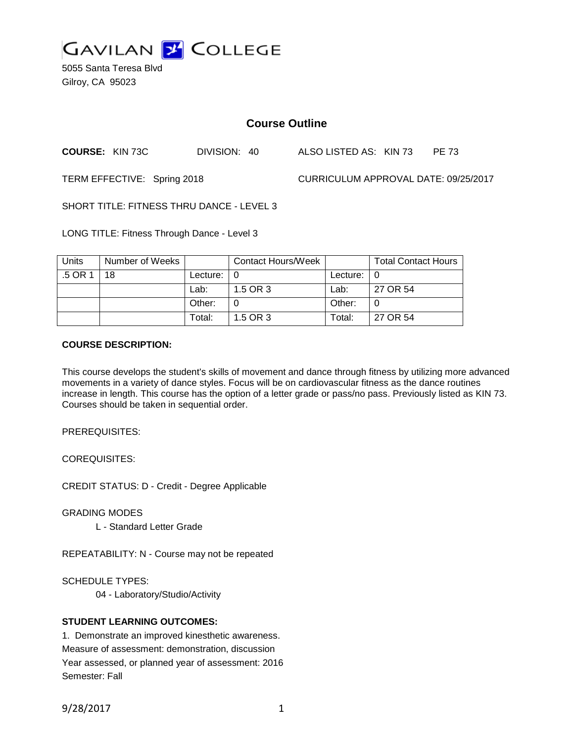GAVILAN COLLEGE

5055 Santa Teresa Blvd
Gilroy, CA 95023

# Course Outline

**COURSE:** KIN 73C DIVISION: 40 ALSO LISTED AS: KIN 73 PE 73

TERM EFFECTIVE: Spring 2018 CURRICULUM APPROVAL DATE: 09/25/2017

SHORT TITLE: FITNESS THRU DANCE - LEVEL 3

LONG TITLE: Fitness Through Dance - Level 3

| Units | Number of Weeks | | Contact Hours/Week | | Total Contact Hours |
|---|---|---|---|---|---|
| .5 OR 1 | 18 | Lecture: | 0 | Lecture: | 0 |
| | | Lab: | 1.5 OR 3 | Lab: | 27 OR 54 |
| | | Other: | 0 | Other: | 0 |
| | | Total: | 1.5 OR 3 | Total: | 27 OR 54 |

**COURSE DESCRIPTION:**

This course develops the student's skills of movement and dance through fitness by utilizing more advanced movements in a variety of dance styles. Focus will be on cardiovascular fitness as the dance routines increase in length. This course has the option of a letter grade or pass/no pass. Previously listed as KIN 73. Courses should be taken in sequential order.

PREREQUISITES:

COREQUISITES:

CREDIT STATUS: D - Credit - Degree Applicable

GRADING MODES

L - Standard Letter Grade

REPEATABILITY: N - Course may not be repeated

SCHEDULE TYPES:

04 - Laboratory/Studio/Activity

**STUDENT LEARNING OUTCOMES:**

1. Demonstrate an improved kinesthetic awareness.
Measure of assessment: demonstration, discussion
Year assessed, or planned year of assessment: 2016
Semester: Fall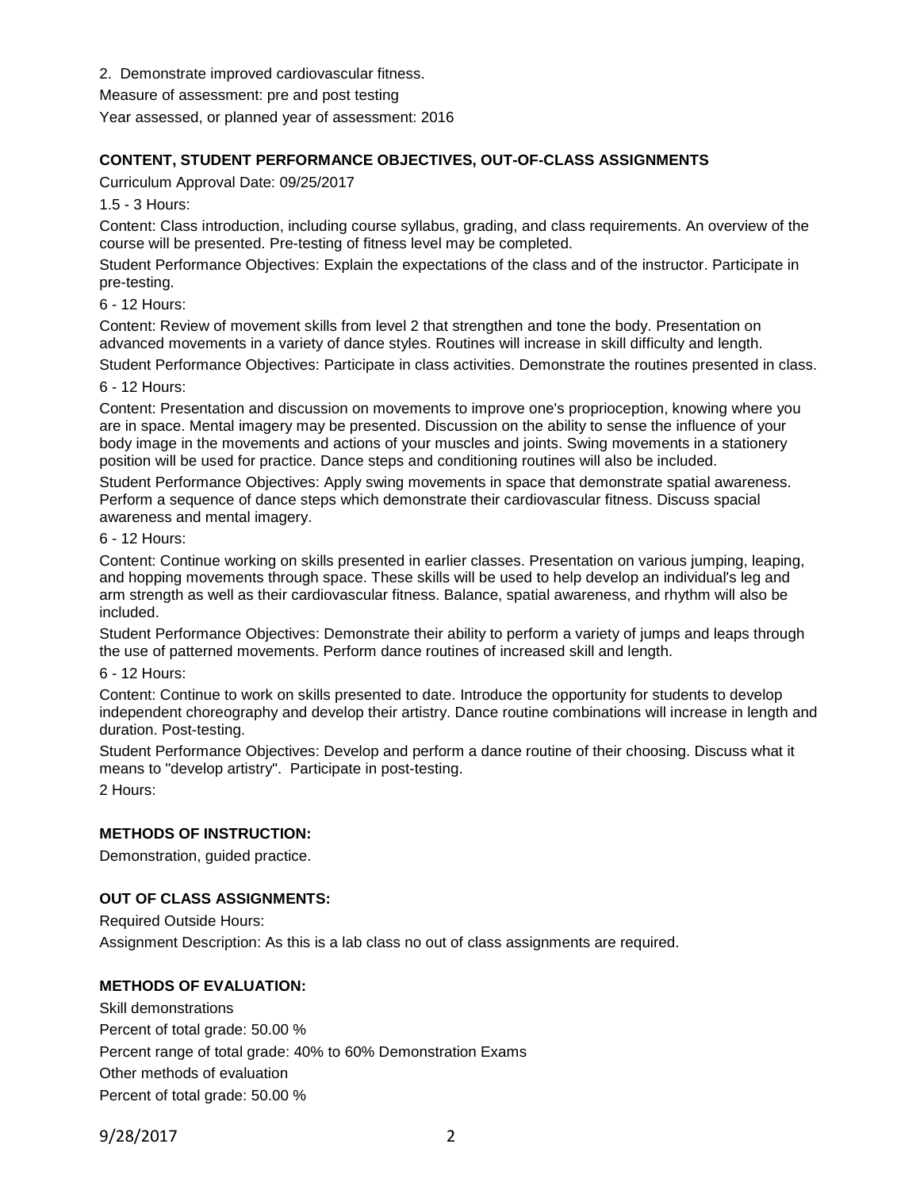2. Demonstrate improved cardiovascular fitness.

Measure of assessment: pre and post testing

Year assessed, or planned year of assessment: 2016

**CONTENT, STUDENT PERFORMANCE OBJECTIVES, OUT-OF-CLASS ASSIGNMENTS**

Curriculum Approval Date: 09/25/2017

1.5 - 3 Hours:

Content: Class introduction, including course syllabus, grading, and class requirements. An overview of the course will be presented. Pre-testing of fitness level may be completed.

Student Performance Objectives: Explain the expectations of the class and of the instructor. Participate in pre-testing.

6 - 12 Hours:

Content: Review of movement skills from level 2 that strengthen and tone the body. Presentation on advanced movements in a variety of dance styles. Routines will increase in skill difficulty and length.

Student Performance Objectives: Participate in class activities. Demonstrate the routines presented in class.

6 - 12 Hours:

Content: Presentation and discussion on movements to improve one's proprioception, knowing where you are in space. Mental imagery may be presented. Discussion on the ability to sense the influence of your body image in the movements and actions of your muscles and joints. Swing movements in a stationery position will be used for practice. Dance steps and conditioning routines will also be included.

Student Performance Objectives: Apply swing movements in space that demonstrate spatial awareness. Perform a sequence of dance steps which demonstrate their cardiovascular fitness. Discuss spacial awareness and mental imagery.

6 - 12 Hours:

Content: Continue working on skills presented in earlier classes. Presentation on various jumping, leaping, and hopping movements through space. These skills will be used to help develop an individual's leg and arm strength as well as their cardiovascular fitness. Balance, spatial awareness, and rhythm will also be included.

Student Performance Objectives: Demonstrate their ability to perform a variety of jumps and leaps through the use of patterned movements. Perform dance routines of increased skill and length.

6 - 12 Hours:

Content: Continue to work on skills presented to date. Introduce the opportunity for students to develop independent choreography and develop their artistry. Dance routine combinations will increase in length and duration. Post-testing.

Student Performance Objectives: Develop and perform a dance routine of their choosing. Discuss what it means to "develop artistry". Participate in post-testing.

2 Hours:

**METHODS OF INSTRUCTION:**

Demonstration, guided practice.

**OUT OF CLASS ASSIGNMENTS:**

Required Outside Hours:

Assignment Description: As this is a lab class no out of class assignments are required.

**METHODS OF EVALUATION:**

Skill demonstrations

Percent of total grade: 50.00 %

Percent range of total grade: 40% to 60% Demonstration Exams

Other methods of evaluation

Percent of total grade: 50.00 %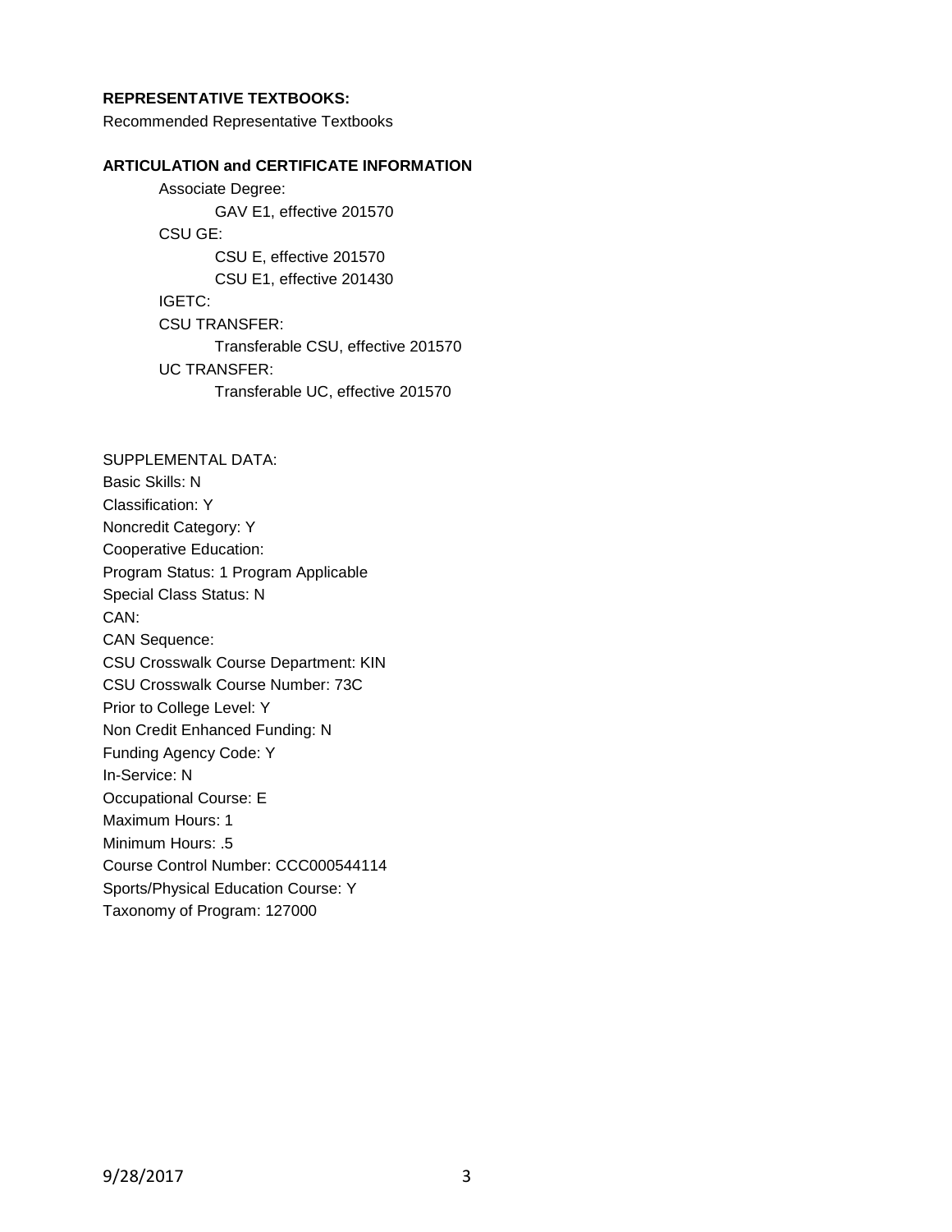**REPRESENTATIVE TEXTBOOKS:**

Recommended Representative Textbooks

**ARTICULATION and CERTIFICATE INFORMATION**

Associate Degree:

GAV E1, effective 201570

CSU GE:

CSU E, effective 201570

CSU E1, effective 201430

IGETC:

CSU TRANSFER:

Transferable CSU, effective 201570

UC TRANSFER:

Transferable UC, effective 201570

SUPPLEMENTAL DATA:

Basic Skills: N

Classification: Y

Noncredit Category: Y

Cooperative Education:

Program Status: 1 Program Applicable

Special Class Status: N

CAN:

CAN Sequence:

CSU Crosswalk Course Department: KIN

CSU Crosswalk Course Number: 73C

Prior to College Level: Y

Non Credit Enhanced Funding: N

Funding Agency Code: Y

In-Service: N

Occupational Course: E

Maximum Hours: 1

Minimum Hours: .5

Course Control Number: CCC000544114

Sports/Physical Education Course: Y

Taxonomy of Program: 127000